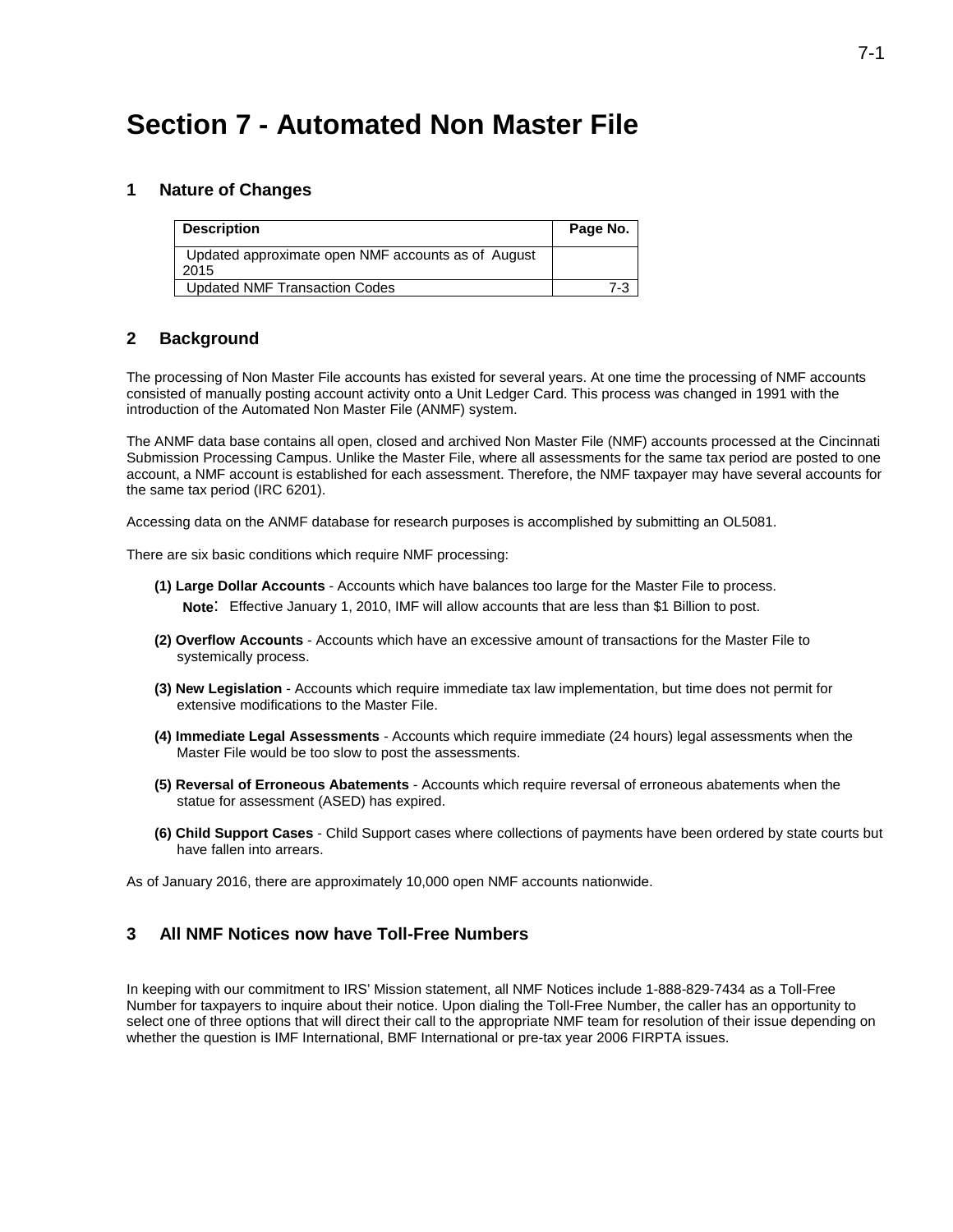# Section 7 - Automated Non Master File

## 1 Nature of Changes

| Description | Page No. |
|---|---|
| Updated approximate open NMF accounts as of August 2015 | |
| Updated NMF Transaction Codes | 7-3 |

## 2 Background

The processing of Non Master File accounts has existed for several years. At one time the processing of NMF accounts consisted of manually posting account activity onto a Unit Ledger Card. This process was changed in 1991 with the introduction of the Automated Non Master File (ANMF) system.

The ANMF data base contains all open, closed and archived Non Master File (NMF) accounts processed at the Cincinnati Submission Processing Campus. Unlike the Master File, where all assessments for the same tax period are posted to one account, a NMF account is established for each assessment. Therefore, the NMF taxpayer may have several accounts for the same tax period (IRC 6201).

Accessing data on the ANMF database for research purposes is accomplished by submitting an OL5081.

There are six basic conditions which require NMF processing:

**(1) Large Dollar Accounts** - Accounts which have balances too large for the Master File to process.

**Note**: Effective January 1, 2010, IMF will allow accounts that are less than $1 Billion to post.

**(2) Overflow Accounts** - Accounts which have an excessive amount of transactions for the Master File to systemically process.

**(3) New Legislation** - Accounts which require immediate tax law implementation, but time does not permit for extensive modifications to the Master File.

**(4) Immediate Legal Assessments** - Accounts which require immediate (24 hours) legal assessments when the Master File would be too slow to post the assessments.

**(5) Reversal of Erroneous Abatements** - Accounts which require reversal of erroneous abatements when the statue for assessment (ASED) has expired.

**(6) Child Support Cases** - Child Support cases where collections of payments have been ordered by state courts but have fallen into arrears.

As of January 2016, there are approximately 10,000 open NMF accounts nationwide.

## 3 All NMF Notices now have Toll-Free Numbers

In keeping with our commitment to IRS' Mission statement, all NMF Notices include 1-888-829-7434 as a Toll-Free Number for taxpayers to inquire about their notice. Upon dialing the Toll-Free Number, the caller has an opportunity to select one of three options that will direct their call to the appropriate NMF team for resolution of their issue depending on whether the question is IMF International, BMF International or pre-tax year 2006 FIRPTA issues.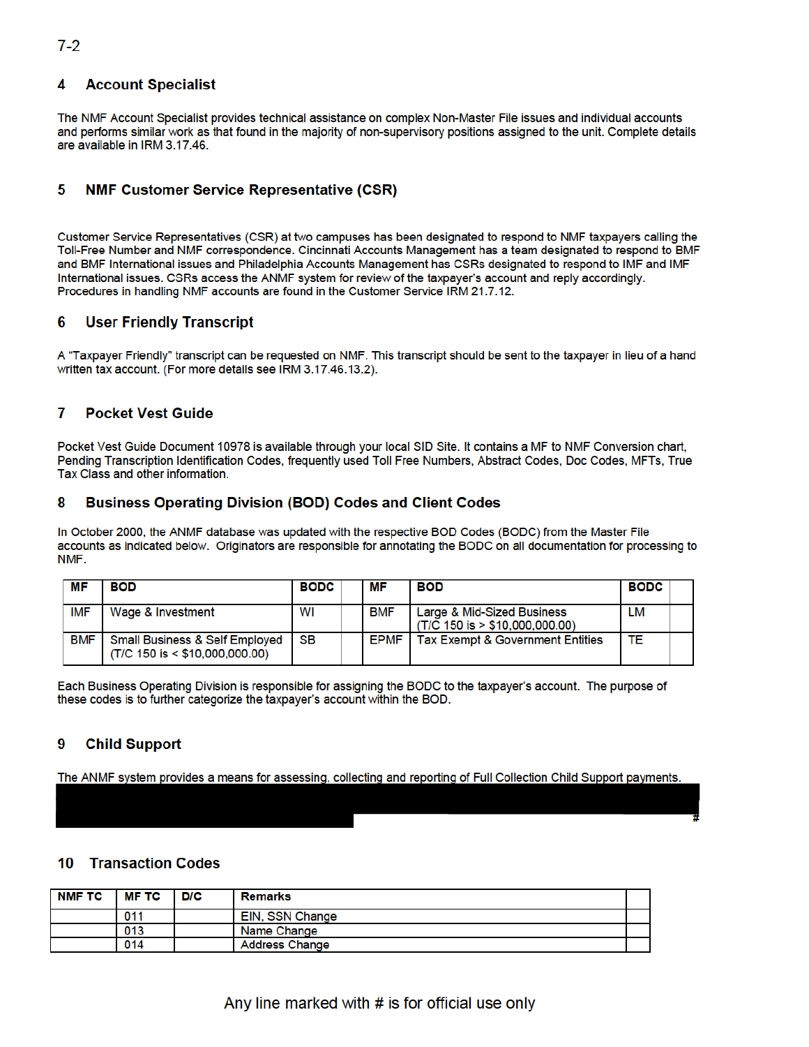## 4 Account Specialist

The NMF Account Specialist provides technical assistance on complex Non-Master File issues and individual accounts and performs similar work as that found in the majority of non-supervisory positions assigned to the unit. Complete details are available in IRM 3.17.46.

## 5 NMF Customer Service Representative (CSR)

Customer Service Representatives (CSR) at two campuses has been designated to respond to NMF taxpayers calling the Toll-Free Number and NMF correspondence. Cincinnati Accounts Management has a team designated to respond to BMF and BMF International issues and Philadelphia Accounts Management has CSRs designated to respond to IMF and IMF International issues. CSRs access the ANMF system for review of the taxpayer's account and reply accordingly. Procedures in handling NMF accounts are found in the Customer Service IRM 21.7.12.

## 6 User Friendly Transcript

A "Taxpayer Friendly" transcript can be requested on NMF. This transcript should be sent to the taxpayer in lieu of a hand written tax account. (For more details see IRM 3.17.46.13.2).

## 7 Pocket Vest Guide

Pocket Vest Guide Document 10978 is available through your local SID Site. It contains a MF to NMF Conversion chart, Pending Transcription Identification Codes, frequently used Toll Free Numbers, Abstract Codes, Doc Codes, MFTs, True Tax Class and other information.

## 8 Business Operating Division (BOD) Codes and Client Codes

In October 2000, the ANMF database was updated with the respective BOD Codes (BODC) from the Master File accounts as indicated below. Originators are responsible for annotating the BODC on all documentation for processing to NMF.

| MF | BOD | BODC | | MF | BOD | BODC | |
|---|---|---|---|---|---|---|---|
| IMF | Wage & Investment | WI | | BMF | Large & Mid-Sized Business (T/C 150 is > $10,000,000.00) | LM | |
| BMF | Small Business & Self Employed (T/C 150 is < $10,000,000.00) | SB | | EPMF | Tax Exempt & Government Entities | TE | |

Each Business Operating Division is responsible for assigning the BODC to the taxpayer's account. The purpose of these codes is to further categorize the taxpayer's account within the BOD.

## 9 Child Support

The ANMF system provides a means for assessing, collecting and reporting of Full Collection Child Support payments. #

## 10 Transaction Codes

| NMF TC | MF TC | D/C | Remarks | |
|---|---|---|---|---|
| | 011 | | EIN, SSN Change | |
| | 013 | | Name Change | |
| | 014 | | Address Change | |

Any line marked with # is for official use only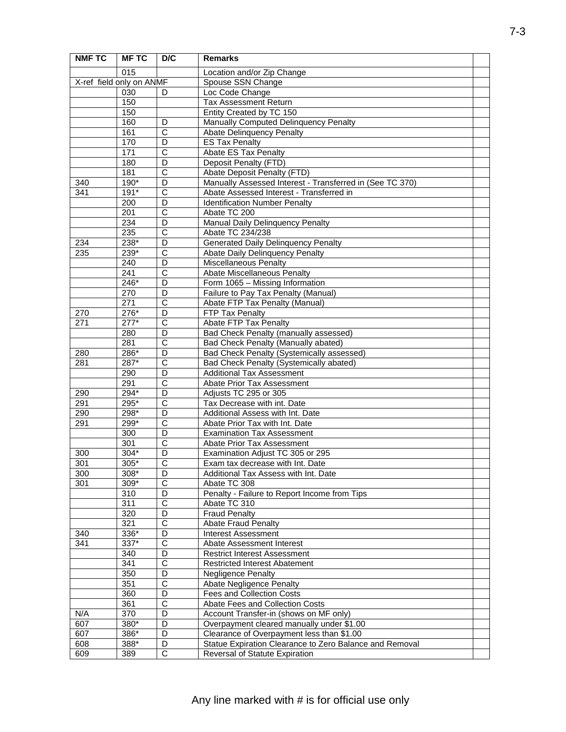| NMF TC | MF TC | D/C | Remarks | |
|---|---|---|---|---|
| | 015 | | Location and/or Zip Change | |
| X-ref field only on ANMF | | | Spouse SSN Change | |
| | 030 | D | Loc Code Change | |
| | 150 | | Tax Assessment Return | |
| | 150 | | Entity Created by TC 150 | |
| | 160 | D | Manually Computed Delinquency Penalty | |
| | 161 | C | Abate Delinquency Penalty | |
| | 170 | D | ES Tax Penalty | |
| | 171 | C | Abate ES Tax Penalty | |
| | 180 | D | Deposit Penalty (FTD) | |
| | 181 | C | Abate Deposit Penalty (FTD) | |
| 340 | 190* | D | Manually Assessed Interest - Transferred in (See TC 370) | |
| 341 | 191* | C | Abate Assessed Interest - Transferred in | |
| | 200 | D | Identification Number Penalty | |
| | 201 | C | Abate TC 200 | |
| | 234 | D | Manual Daily Delinquency Penalty | |
| | 235 | C | Abate TC 234/238 | |
| 234 | 238* | D | Generated Daily Delinquency Penalty | |
| 235 | 239* | C | Abate Daily Delinquency Penalty | |
| | 240 | D | Miscellaneous Penalty | |
| | 241 | C | Abate Miscellaneous Penalty | |
| | 246* | D | Form 1065 – Missing Information | |
| | 270 | D | Failure to Pay Tax Penalty (Manual) | |
| | 271 | C | Abate FTP Tax Penalty (Manual) | |
| 270 | 276* | D | FTP Tax Penalty | |
| 271 | 277* | C | Abate FTP Tax Penalty | |
| | 280 | D | Bad Check Penalty (manually assessed) | |
| | 281 | C | Bad Check Penalty (Manually abated) | |
| 280 | 286* | D | Bad Check Penalty (Systemically assessed) | |
| 281 | 287* | C | Bad Check Penalty (Systemically abated) | |
| | 290 | D | Additional Tax Assessment | |
| | 291 | C | Abate Prior Tax Assessment | |
| 290 | 294* | D | Adjusts TC 295 or 305 | |
| 291 | 295* | C | Tax Decrease with int. Date | |
| 290 | 298* | D | Additional Assess with Int. Date | |
| 291 | 299* | C | Abate Prior Tax with Int. Date | |
| | 300 | D | Examination Tax Assessment | |
| | 301 | C | Abate Prior Tax Assessment | |
| 300 | 304* | D | Examination Adjust TC 305 or 295 | |
| 301 | 305* | C | Exam tax decrease with Int. Date | |
| 300 | 308* | D | Additional Tax Assess with Int. Date | |
| 301 | 309* | C | Abate TC 308 | |
| | 310 | D | Penalty - Failure to Report Income from Tips | |
| | 311 | C | Abate TC 310 | |
| | 320 | D | Fraud Penalty | |
| | 321 | C | Abate Fraud Penalty | |
| 340 | 336* | D | Interest Assessment | |
| 341 | 337* | C | Abate Assessment Interest | |
| | 340 | D | Restrict Interest Assessment | |
| | 341 | C | Restricted Interest Abatement | |
| | 350 | D | Negligence Penalty | |
| | 351 | C | Abate Negligence Penalty | |
| | 360 | D | Fees and Collection Costs | |
| | 361 | C | Abate Fees and Collection Costs | |
| N/A | 370 | D | Account Transfer-in (shows on MF only) | |
| 607 | 380* | D | Overpayment cleared manually under $1.00 | |
| 607 | 386* | D | Clearance of Overpayment less than $1.00 | |
| 608 | 388* | D | Statue Expiration Clearance to Zero Balance and Removal | |
| 609 | 389 | C | Reversal of Statute Expiration | |

Any line marked with # is for official use only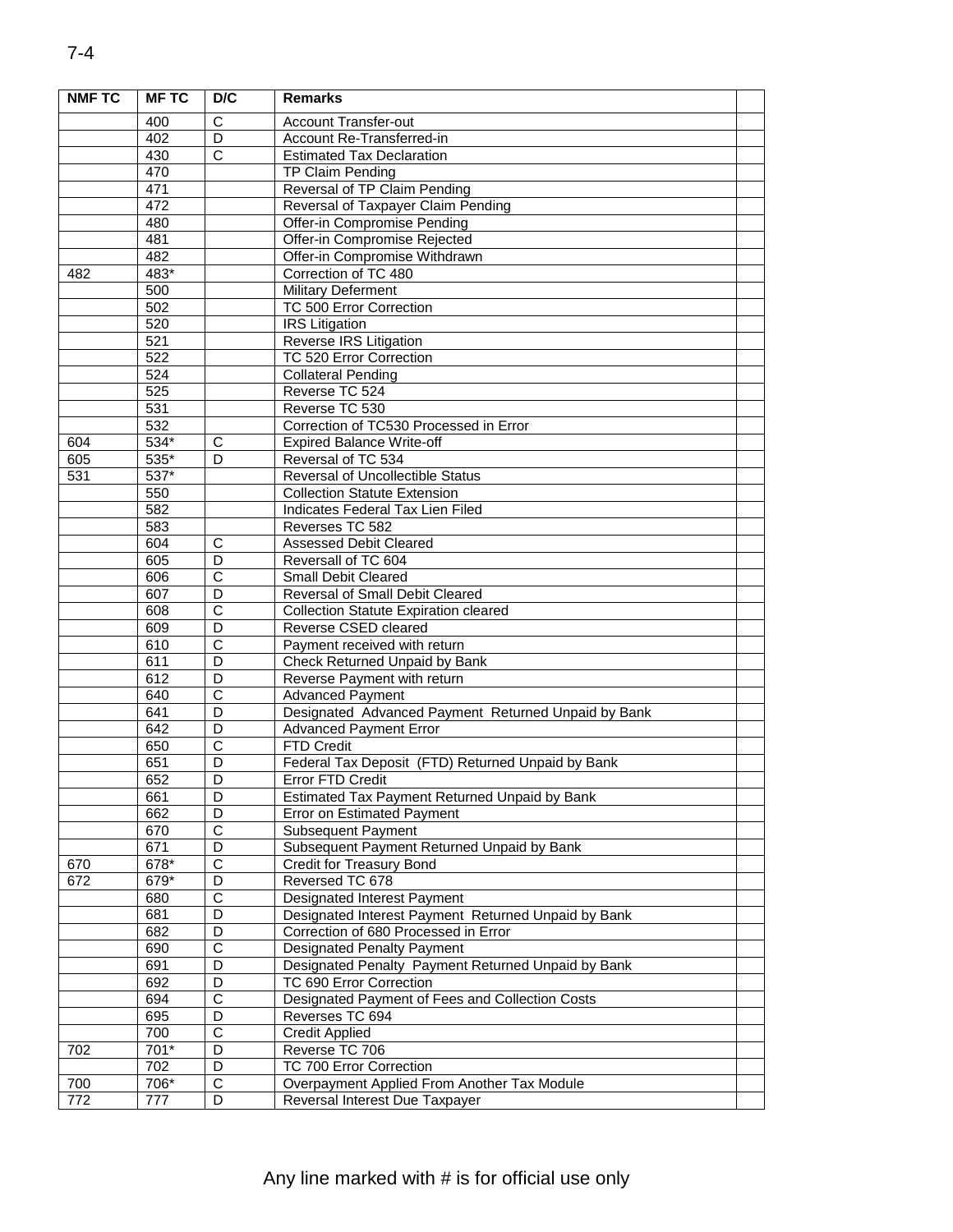| NMF TC | MF TC | D/C | Remarks | |
|---|---|---|---|---|
| | 400 | C | Account Transfer-out | |
| | 402 | D | Account Re-Transferred-in | |
| | 430 | C | Estimated Tax Declaration | |
| | 470 | | TP Claim Pending | |
| | 471 | | Reversal of TP Claim Pending | |
| | 472 | | Reversal of Taxpayer Claim Pending | |
| | 480 | | Offer-in Compromise Pending | |
| | 481 | | Offer-in Compromise Rejected | |
| | 482 | | Offer-in Compromise Withdrawn | |
| 482 | 483* | | Correction of TC 480 | |
| | 500 | | Military Deferment | |
| | 502 | | TC 500 Error Correction | |
| | 520 | | IRS Litigation | |
| | 521 | | Reverse IRS Litigation | |
| | 522 | | TC 520 Error Correction | |
| | 524 | | Collateral Pending | |
| | 525 | | Reverse TC 524 | |
| | 531 | | Reverse TC 530 | |
| | 532 | | Correction of TC530 Processed in Error | |
| 604 | 534* | C | Expired Balance Write-off | |
| 605 | 535* | D | Reversal of TC 534 | |
| 531 | 537* | | Reversal of Uncollectible Status | |
| | 550 | | Collection Statute Extension | |
| | 582 | | Indicates Federal Tax Lien Filed | |
| | 583 | | Reverses TC 582 | |
| | 604 | C | Assessed Debit Cleared | |
| | 605 | D | Reversall of TC 604 | |
| | 606 | C | Small Debit Cleared | |
| | 607 | D | Reversal of Small Debit Cleared | |
| | 608 | C | Collection Statute Expiration cleared | |
| | 609 | D | Reverse CSED cleared | |
| | 610 | C | Payment received with return | |
| | 611 | D | Check Returned Unpaid by Bank | |
| | 612 | D | Reverse Payment with return | |
| | 640 | C | Advanced Payment | |
| | 641 | D | Designated Advanced Payment Returned Unpaid by Bank | |
| | 642 | D | Advanced Payment Error | |
| | 650 | C | FTD Credit | |
| | 651 | D | Federal Tax Deposit (FTD) Returned Unpaid by Bank | |
| | 652 | D | Error FTD Credit | |
| | 661 | D | Estimated Tax Payment Returned Unpaid by Bank | |
| | 662 | D | Error on Estimated Payment | |
| | 670 | C | Subsequent Payment | |
| | 671 | D | Subsequent Payment Returned Unpaid by Bank | |
| 670 | 678* | C | Credit for Treasury Bond | |
| 672 | 679* | D | Reversed TC 678 | |
| | 680 | C | Designated Interest Payment | |
| | 681 | D | Designated Interest Payment Returned Unpaid by Bank | |
| | 682 | D | Correction of 680 Processed in Error | |
| | 690 | C | Designated Penalty Payment | |
| | 691 | D | Designated Penalty Payment Returned Unpaid by Bank | |
| | 692 | D | TC 690 Error Correction | |
| | 694 | C | Designated Payment of Fees and Collection Costs | |
| | 695 | D | Reverses TC 694 | |
| | 700 | C | Credit Applied | |
| 702 | 701* | D | Reverse TC 706 | |
| | 702 | D | TC 700 Error Correction | |
| 700 | 706* | C | Overpayment Applied From Another Tax Module | |
| 772 | 777 | D | Reversal Interest Due Taxpayer | |

Any line marked with # is for official use only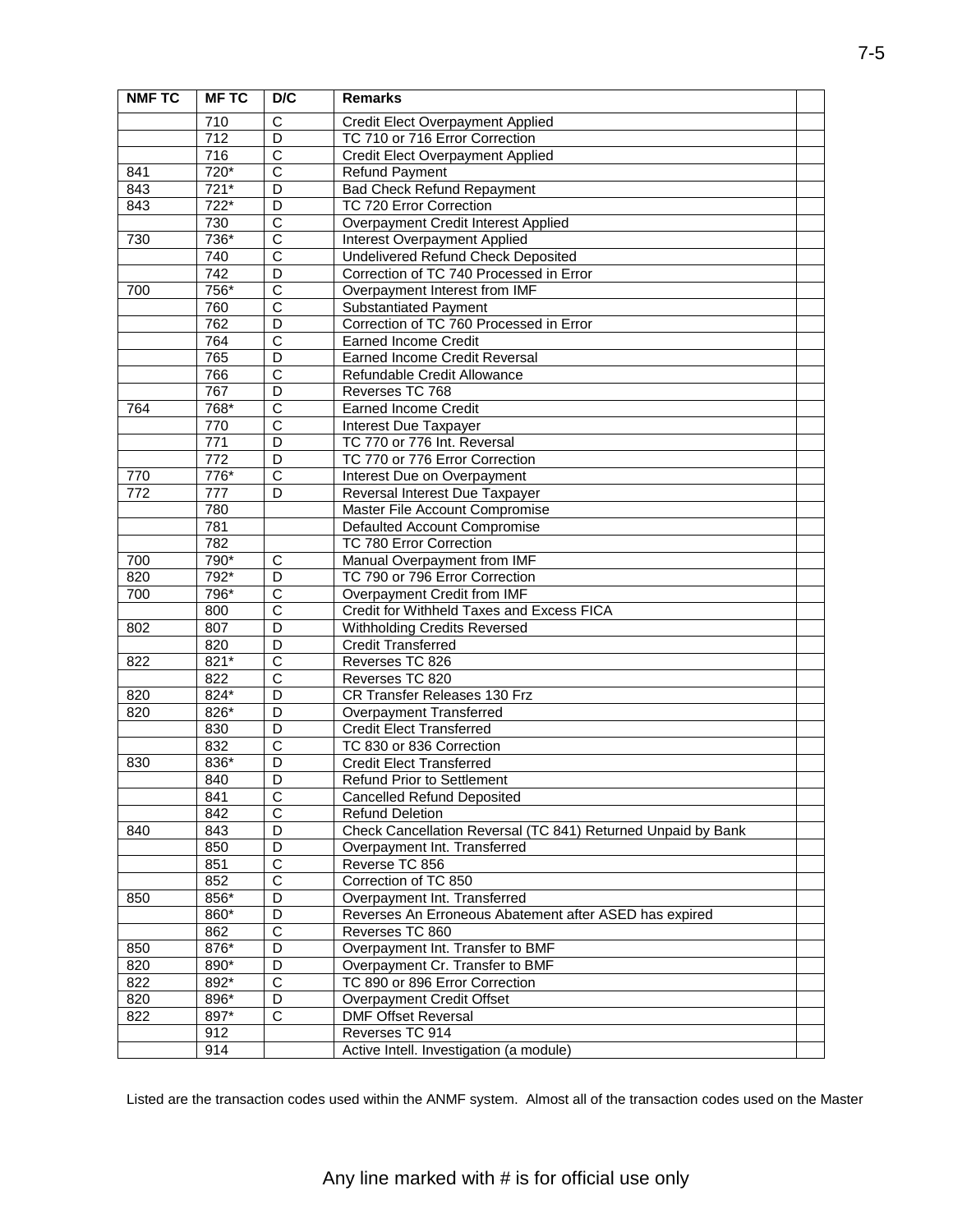| NMF TC | MF TC | D/C | Remarks | |
|---|---|---|---|---|
| | 710 | C | Credit Elect Overpayment Applied | |
| | 712 | D | TC 710 or 716 Error Correction | |
| | 716 | C | Credit Elect Overpayment Applied | |
| 841 | 720* | C | Refund Payment | |
| 843 | 721* | D | Bad Check Refund Repayment | |
| 843 | 722* | D | TC 720 Error Correction | |
| | 730 | C | Overpayment Credit Interest Applied | |
| 730 | 736* | C | Interest Overpayment Applied | |
| | 740 | C | Undelivered Refund Check Deposited | |
| | 742 | D | Correction of TC 740 Processed in Error | |
| 700 | 756* | C | Overpayment Interest from IMF | |
| | 760 | C | Substantiated Payment | |
| | 762 | D | Correction of TC 760 Processed in Error | |
| | 764 | C | Earned Income Credit | |
| | 765 | D | Earned Income Credit Reversal | |
| | 766 | C | Refundable Credit Allowance | |
| | 767 | D | Reverses TC 768 | |
| 764 | 768* | C | Earned Income Credit | |
| | 770 | C | Interest Due Taxpayer | |
| | 771 | D | TC 770 or 776 Int. Reversal | |
| | 772 | D | TC 770 or 776 Error Correction | |
| 770 | 776* | C | Interest Due on Overpayment | |
| 772 | 777 | D | Reversal Interest Due Taxpayer | |
| | 780 | | Master File Account Compromise | |
| | 781 | | Defaulted Account Compromise | |
| | 782 | | TC 780 Error Correction | |
| 700 | 790* | C | Manual Overpayment from IMF | |
| 820 | 792* | D | TC 790 or 796 Error Correction | |
| 700 | 796* | C | Overpayment Credit from IMF | |
| | 800 | C | Credit for Withheld Taxes and Excess FICA | |
| 802 | 807 | D | Withholding Credits Reversed | |
| | 820 | D | Credit Transferred | |
| 822 | 821* | C | Reverses TC 826 | |
| | 822 | C | Reverses TC 820 | |
| 820 | 824* | D | CR Transfer Releases 130 Frz | |
| 820 | 826* | D | Overpayment Transferred | |
| | 830 | D | Credit Elect Transferred | |
| | 832 | C | TC 830 or 836 Correction | |
| 830 | 836* | D | Credit Elect Transferred | |
| | 840 | D | Refund Prior to Settlement | |
| | 841 | C | Cancelled Refund Deposited | |
| | 842 | C | Refund Deletion | |
| 840 | 843 | D | Check Cancellation Reversal (TC 841) Returned Unpaid by Bank | |
| | 850 | D | Overpayment Int. Transferred | |
| | 851 | C | Reverse TC 856 | |
| | 852 | C | Correction of TC 850 | |
| 850 | 856* | D | Overpayment Int. Transferred | |
| | 860* | D | Reverses An Erroneous Abatement after ASED has expired | |
| | 862 | C | Reverses TC 860 | |
| 850 | 876* | D | Overpayment Int. Transfer to BMF | |
| 820 | 890* | D | Overpayment Cr. Transfer to BMF | |
| 822 | 892* | C | TC 890 or 896 Error Correction | |
| 820 | 896* | D | Overpayment Credit Offset | |
| 822 | 897* | C | DMF Offset Reversal | |
| | 912 | | Reverses TC 914 | |
| | 914 | | Active Intell. Investigation (a module) | |

Listed are the transaction codes used within the ANMF system. Almost all of the transaction codes used on the Master

Any line marked with # is for official use only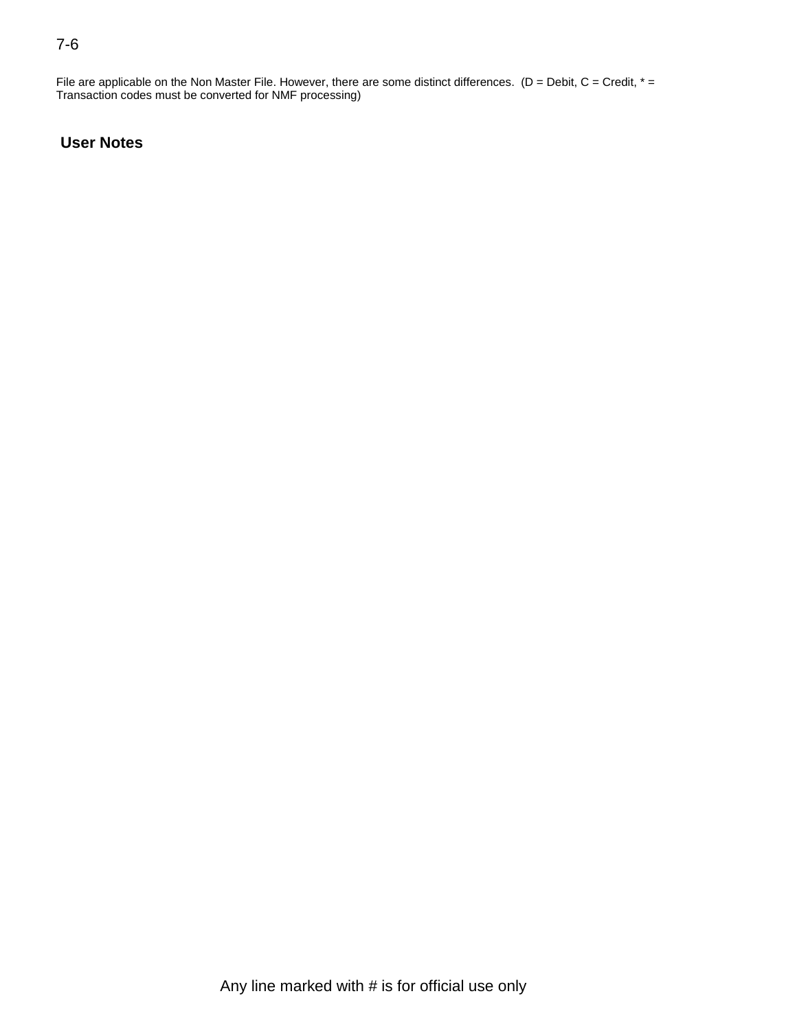File are applicable on the Non Master File. However, there are some distinct differences. (D = Debit, C = Credit, * = Transaction codes must be converted for NMF processing)

**User Notes**

Any line marked with # is for official use only